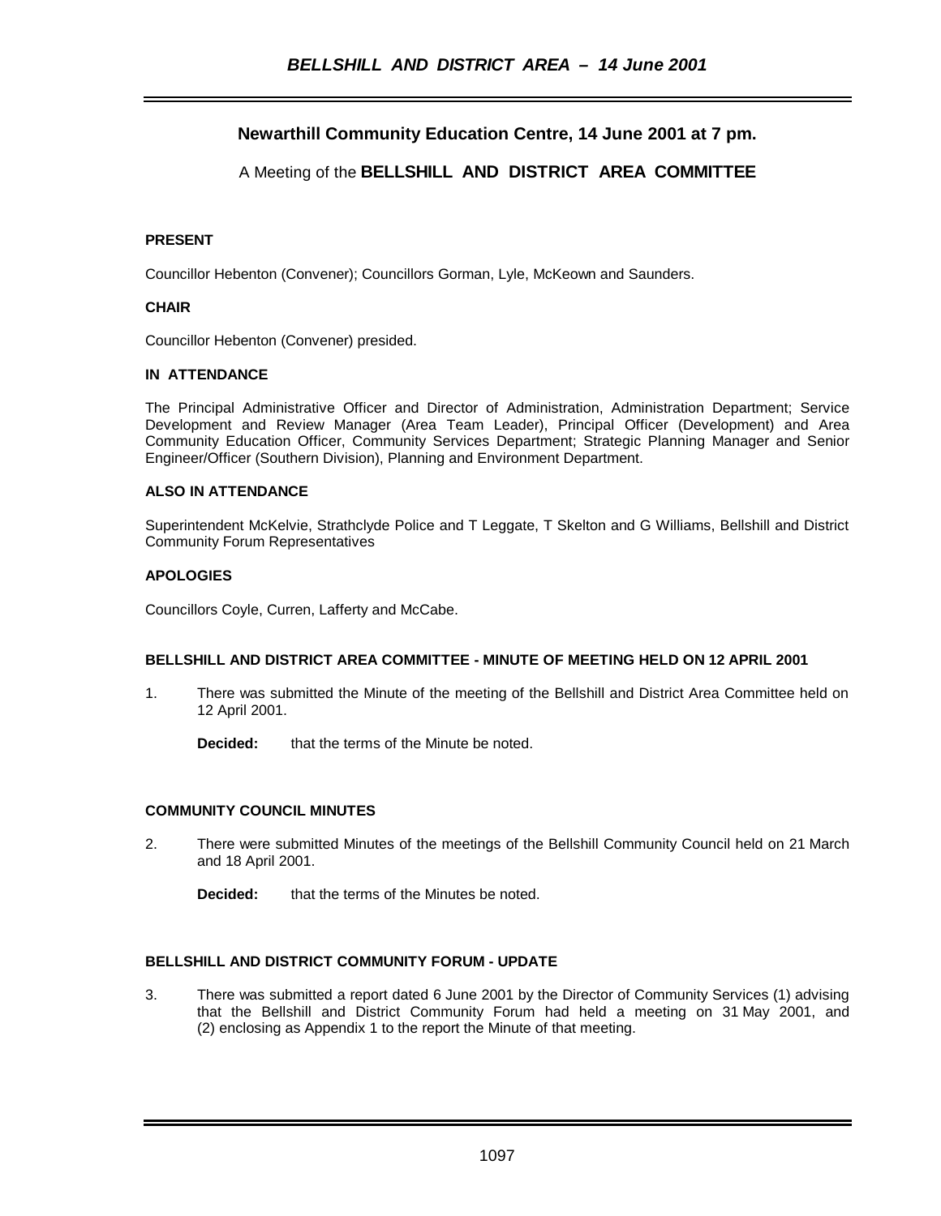**Newarthill Community Education Centre, 14 June 2001 at 7 pm.**

A Meeting of the **BELLSHILL AND DISTRICT AREA COMMITTEE**

**PRESENT**

Councillor Hebenton (Convener); Councillors Gorman, Lyle, McKeown and Saunders.

**CHAIR**

Councillor Hebenton (Convener) presided.

**IN ATTENDANCE**

The Principal Administrative Officer and Director of Administration, Administration Department; Service Development and Review Manager (Area Team Leader), Principal Officer (Development) and Area Community Education Officer, Community Services Department; Strategic Planning Manager and Senior Engineer/Officer (Southern Division), Planning and Environment Department.

**ALSO IN ATTENDANCE**

Superintendent McKelvie, Strathclyde Police and T Leggate, T Skelton and G Williams, Bellshill and District Community Forum Representatives

**APOLOGIES**

Councillors Coyle, Curren, Lafferty and McCabe.

**BELLSHILL AND DISTRICT AREA COMMITTEE - MINUTE OF MEETING HELD ON 12 APRIL 2001**

1. There was submitted the Minute of the meeting of the Bellshill and District Area Committee held on 12 April 2001.

   **Decided:** that the terms of the Minute be noted.

**COMMUNITY COUNCIL MINUTES**

2. There were submitted Minutes of the meetings of the Bellshill Community Council held on 21 March and 18 April 2001.

   **Decided:** that the terms of the Minutes be noted.

**BELLSHILL AND DISTRICT COMMUNITY FORUM - UPDATE**

3. There was submitted a report dated 6 June 2001 by the Director of Community Services (1) advising that the Bellshill and District Community Forum had held a meeting on 31 May 2001, and (2) enclosing as Appendix 1 to the report the Minute of that meeting.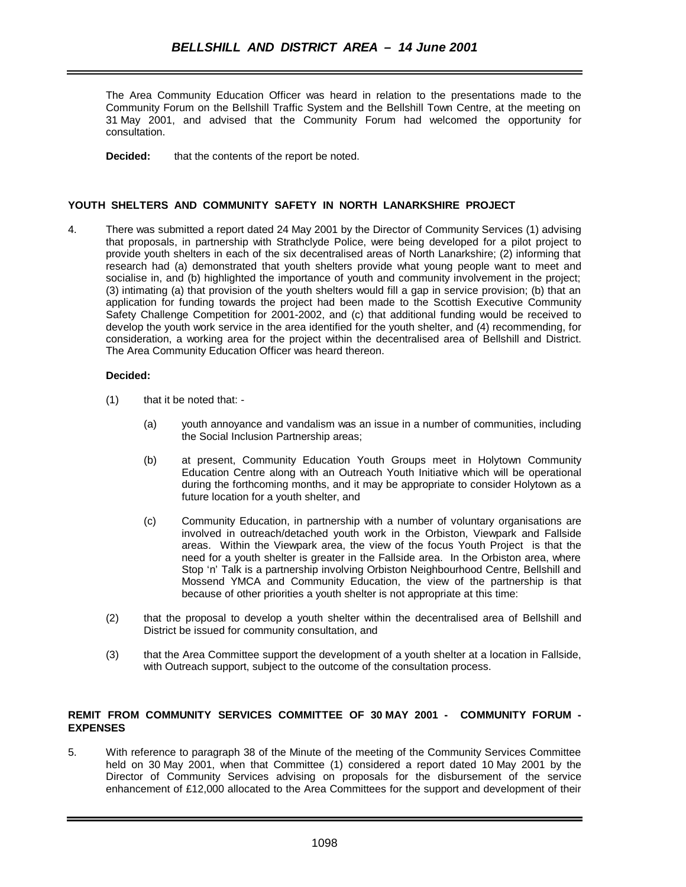The Area Community Education Officer was heard in relation to the presentations made to the Community Forum on the Bellshill Traffic System and the Bellshill Town Centre, at the meeting on 31 May 2001, and advised that the Community Forum had welcomed the opportunity for consultation.

**Decided:** that the contents of the report be noted.

**YOUTH SHELTERS AND COMMUNITY SAFETY IN NORTH LANARKSHIRE PROJECT**

4. There was submitted a report dated 24 May 2001 by the Director of Community Services (1) advising that proposals, in partnership with Strathclyde Police, were being developed for a pilot project to provide youth shelters in each of the six decentralised areas of North Lanarkshire; (2) informing that research had (a) demonstrated that youth shelters provide what young people want to meet and socialise in, and (b) highlighted the importance of youth and community involvement in the project; (3) intimating (a) that provision of the youth shelters would fill a gap in service provision; (b) that an application for funding towards the project had been made to the Scottish Executive Community Safety Challenge Competition for 2001-2002, and (c) that additional funding would be received to develop the youth work service in the area identified for the youth shelter, and (4) recommending, for consideration, a working area for the project within the decentralised area of Bellshill and District. The Area Community Education Officer was heard thereon.

**Decided:**

(1) that it be noted that: -

(a) youth annoyance and vandalism was an issue in a number of communities, including the Social Inclusion Partnership areas;

(b) at present, Community Education Youth Groups meet in Holytown Community Education Centre along with an Outreach Youth Initiative which will be operational during the forthcoming months, and it may be appropriate to consider Holytown as a future location for a youth shelter, and

(c) Community Education, in partnership with a number of voluntary organisations are involved in outreach/detached youth work in the Orbiston, Viewpark and Fallside areas. Within the Viewpark area, the view of the focus Youth Project is that the need for a youth shelter is greater in the Fallside area. In the Orbiston area, where Stop 'n' Talk is a partnership involving Orbiston Neighbourhood Centre, Bellshill and Mossend YMCA and Community Education, the view of the partnership is that because of other priorities a youth shelter is not appropriate at this time:

(2) that the proposal to develop a youth shelter within the decentralised area of Bellshill and District be issued for community consultation, and

(3) that the Area Committee support the development of a youth shelter at a location in Fallside, with Outreach support, subject to the outcome of the consultation process.

**REMIT FROM COMMUNITY SERVICES COMMITTEE OF 30 MAY 2001 - COMMUNITY FORUM - EXPENSES**

5. With reference to paragraph 38 of the Minute of the meeting of the Community Services Committee held on 30 May 2001, when that Committee (1) considered a report dated 10 May 2001 by the Director of Community Services advising on proposals for the disbursement of the service enhancement of £12,000 allocated to the Area Committees for the support and development of their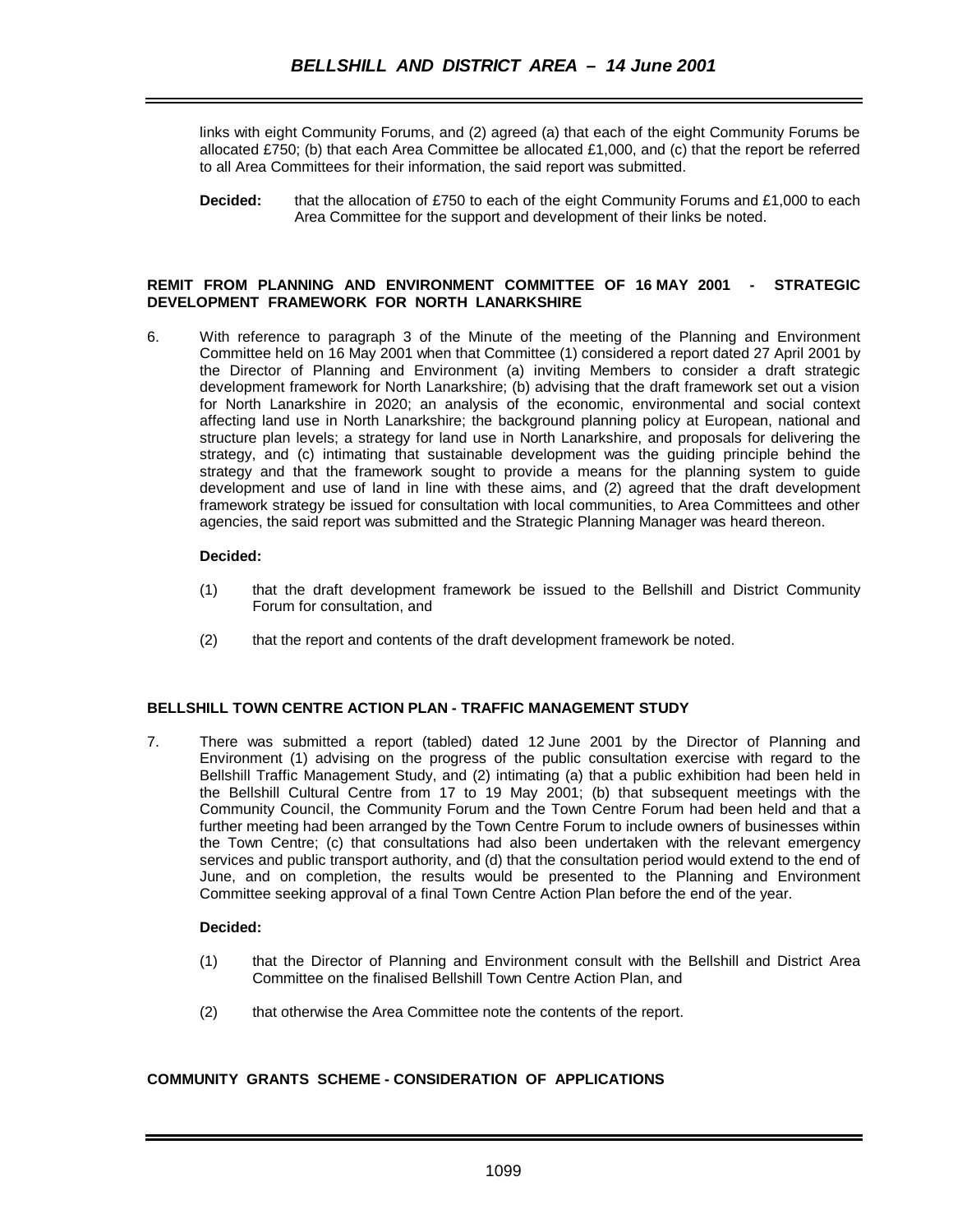links with eight Community Forums, and (2) agreed (a) that each of the eight Community Forums be allocated £750; (b) that each Area Committee be allocated £1,000, and (c) that the report be referred to all Area Committees for their information, the said report was submitted.

**Decided:** that the allocation of £750 to each of the eight Community Forums and £1,000 to each Area Committee for the support and development of their links be noted.

**REMIT FROM PLANNING AND ENVIRONMENT COMMITTEE OF 16 MAY 2001 - STRATEGIC DEVELOPMENT FRAMEWORK FOR NORTH LANARKSHIRE**

6. With reference to paragraph 3 of the Minute of the meeting of the Planning and Environment Committee held on 16 May 2001 when that Committee (1) considered a report dated 27 April 2001 by the Director of Planning and Environment (a) inviting Members to consider a draft strategic development framework for North Lanarkshire; (b) advising that the draft framework set out a vision for North Lanarkshire in 2020; an analysis of the economic, environmental and social context affecting land use in North Lanarkshire; the background planning policy at European, national and structure plan levels; a strategy for land use in North Lanarkshire, and proposals for delivering the strategy, and (c) intimating that sustainable development was the guiding principle behind the strategy and that the framework sought to provide a means for the planning system to guide development and use of land in line with these aims, and (2) agreed that the draft development framework strategy be issued for consultation with local communities, to Area Committees and other agencies, the said report was submitted and the Strategic Planning Manager was heard thereon.

**Decided:**

(1) that the draft development framework be issued to the Bellshill and District Community Forum for consultation, and

(2) that the report and contents of the draft development framework be noted.

**BELLSHILL TOWN CENTRE ACTION PLAN - TRAFFIC MANAGEMENT STUDY**

7. There was submitted a report (tabled) dated 12 June 2001 by the Director of Planning and Environment (1) advising on the progress of the public consultation exercise with regard to the Bellshill Traffic Management Study, and (2) intimating (a) that a public exhibition had been held in the Bellshill Cultural Centre from 17 to 19 May 2001; (b) that subsequent meetings with the Community Council, the Community Forum and the Town Centre Forum had been held and that a further meeting had been arranged by the Town Centre Forum to include owners of businesses within the Town Centre; (c) that consultations had also been undertaken with the relevant emergency services and public transport authority, and (d) that the consultation period would extend to the end of June, and on completion, the results would be presented to the Planning and Environment Committee seeking approval of a final Town Centre Action Plan before the end of the year.

**Decided:**

(1) that the Director of Planning and Environment consult with the Bellshill and District Area Committee on the finalised Bellshill Town Centre Action Plan, and

(2) that otherwise the Area Committee note the contents of the report.

**COMMUNITY GRANTS SCHEME - CONSIDERATION OF APPLICATIONS**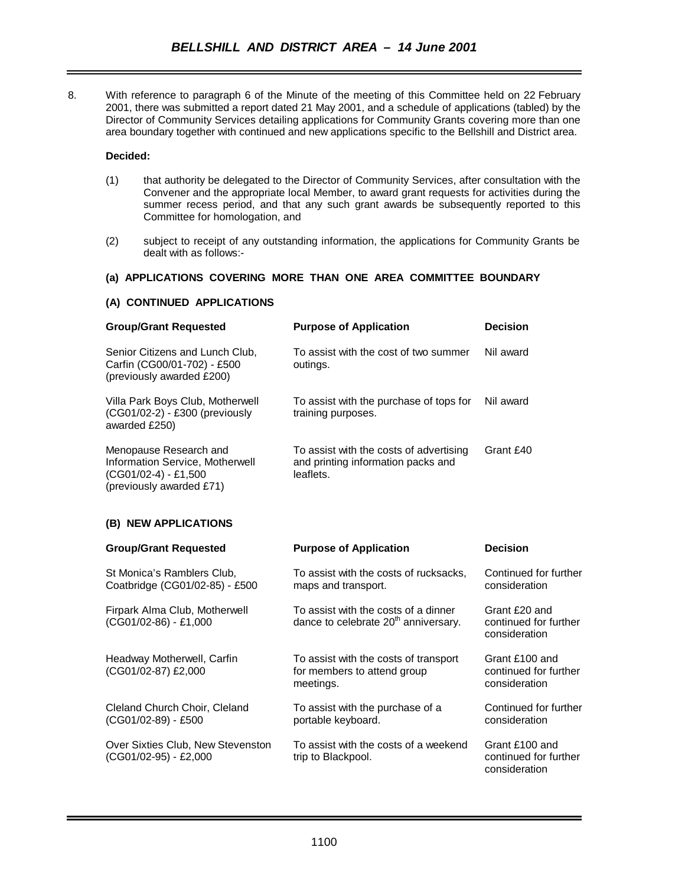8. With reference to paragraph 6 of the Minute of the meeting of this Committee held on 22 February 2001, there was submitted a report dated 21 May 2001, and a schedule of applications (tabled) by the Director of Community Services detailing applications for Community Grants covering more than one area boundary together with continued and new applications specific to the Bellshill and District area.

**Decided:**

(1) that authority be delegated to the Director of Community Services, after consultation with the Convener and the appropriate local Member, to award grant requests for activities during the summer recess period, and that any such grant awards be subsequently reported to this Committee for homologation, and

(2) subject to receipt of any outstanding information, the applications for Community Grants be dealt with as follows:-

**(a) APPLICATIONS COVERING MORE THAN ONE AREA COMMITTEE BOUNDARY**

**(A) CONTINUED APPLICATIONS**

| Group/Grant Requested | Purpose of Application | Decision |
|---|---|---|
| Senior Citizens and Lunch Club, Carfin (CG00/01-702) - £500 (previously awarded £200) | To assist with the cost of two summer outings. | Nil award |
| Villa Park Boys Club, Motherwell (CG01/02-2) - £300 (previously awarded £250) | To assist with the purchase of tops for training purposes. | Nil award |
| Menopause Research and Information Service, Motherwell (CG01/02-4) - £1,500 (previously awarded £71) | To assist with the costs of advertising and printing information packs and leaflets. | Grant £40 |

**(B) NEW APPLICATIONS**

| Group/Grant Requested | Purpose of Application | Decision |
|---|---|---|
| St Monica's Ramblers Club, Coatbridge (CG01/02-85) - £500 | To assist with the costs of rucksacks, maps and transport. | Continued for further consideration |
| Firpark Alma Club, Motherwell (CG01/02-86) - £1,000 | To assist with the costs of a dinner dance to celebrate 20th anniversary. | Grant £20 and continued for further consideration |
| Headway Motherwell, Carfin (CG01/02-87) £2,000 | To assist with the costs of transport for members to attend group meetings. | Grant £100 and continued for further consideration |
| Cleland Church Choir, Cleland (CG01/02-89) - £500 | To assist with the purchase of a portable keyboard. | Continued for further consideration |
| Over Sixties Club, New Stevenston (CG01/02-95) - £2,000 | To assist with the costs of a weekend trip to Blackpool. | Grant £100 and continued for further consideration |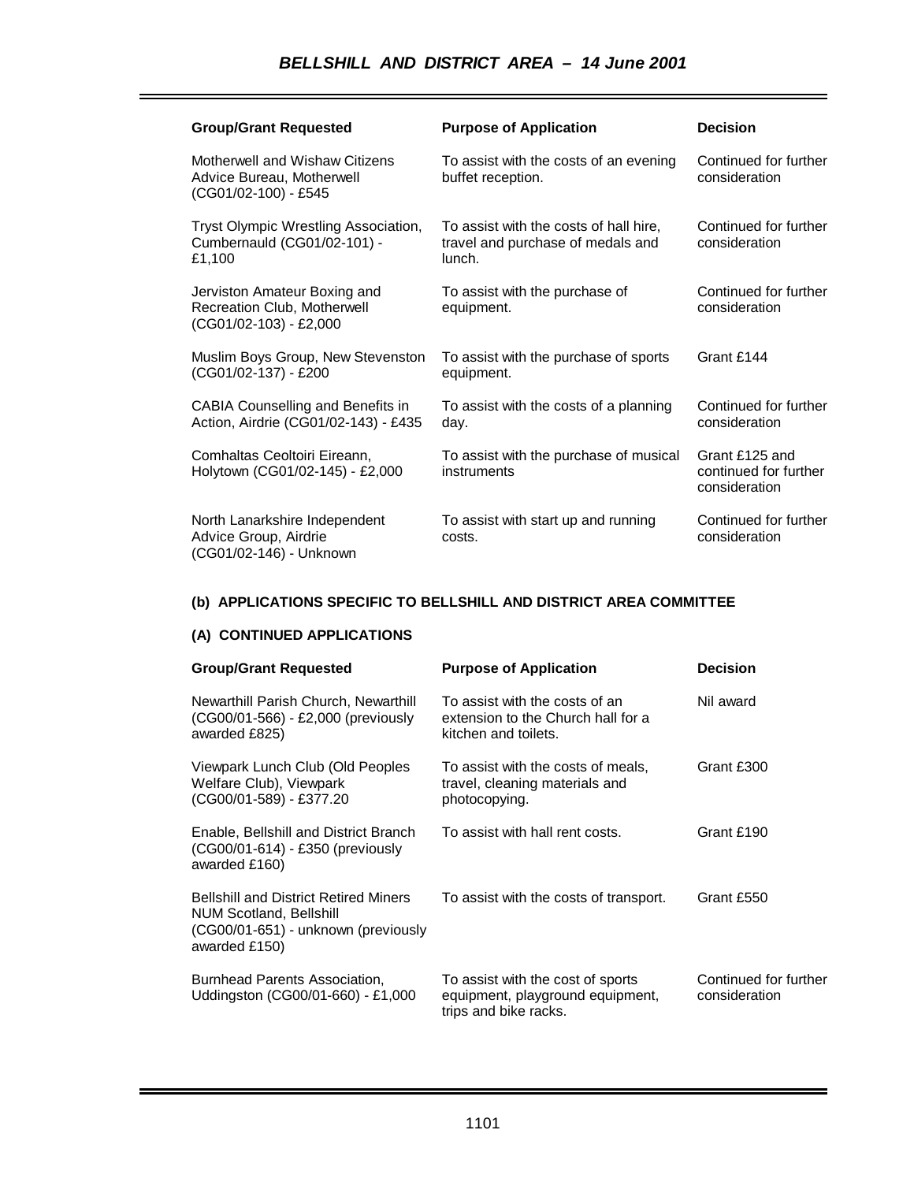| Group/Grant Requested | Purpose of Application | Decision |
|---|---|---|
| Motherwell and Wishaw Citizens Advice Bureau, Motherwell (CG01/02-100) - £545 | To assist with the costs of an evening buffet reception. | Continued for further consideration |
| Tryst Olympic Wrestling Association, Cumbernauld (CG01/02-101) - £1,100 | To assist with the costs of hall hire, travel and purchase of medals and lunch. | Continued for further consideration |
| Jerviston Amateur Boxing and Recreation Club, Motherwell (CG01/02-103) - £2,000 | To assist with the purchase of equipment. | Continued for further consideration |
| Muslim Boys Group, New Stevenston (CG01/02-137) - £200 | To assist with the purchase of sports equipment. | Grant £144 |
| CABIA Counselling and Benefits in Action, Airdrie (CG01/02-143) - £435 | To assist with the costs of a planning day. | Continued for further consideration |
| Comhaltas Ceoltoiri Eireann, Holytown (CG01/02-145) - £2,000 | To assist with the purchase of musical instruments | Grant £125 and continued for further consideration |
| North Lanarkshire Independent Advice Group, Airdrie (CG01/02-146) - Unknown | To assist with start up and running costs. | Continued for further consideration |

**(b) APPLICATIONS SPECIFIC TO BELLSHILL AND DISTRICT AREA COMMITTEE**

**(A) CONTINUED APPLICATIONS**

| Group/Grant Requested | Purpose of Application | Decision |
|---|---|---|
| Newarthill Parish Church, Newarthill (CG00/01-566) - £2,000 (previously awarded £825) | To assist with the costs of an extension to the Church hall for a kitchen and toilets. | Nil award |
| Viewpark Lunch Club (Old Peoples Welfare Club), Viewpark (CG00/01-589) - £377.20 | To assist with the costs of meals, travel, cleaning materials and photocopying. | Grant £300 |
| Enable, Bellshill and District Branch (CG00/01-614) - £350 (previously awarded £160) | To assist with hall rent costs. | Grant £190 |
| Bellshill and District Retired Miners NUM Scotland, Bellshill (CG00/01-651) - unknown (previously awarded £150) | To assist with the costs of transport. | Grant £550 |
| Burnhead Parents Association, Uddingston (CG00/01-660) - £1,000 | To assist with the cost of sports equipment, playground equipment, trips and bike racks. | Continued for further consideration |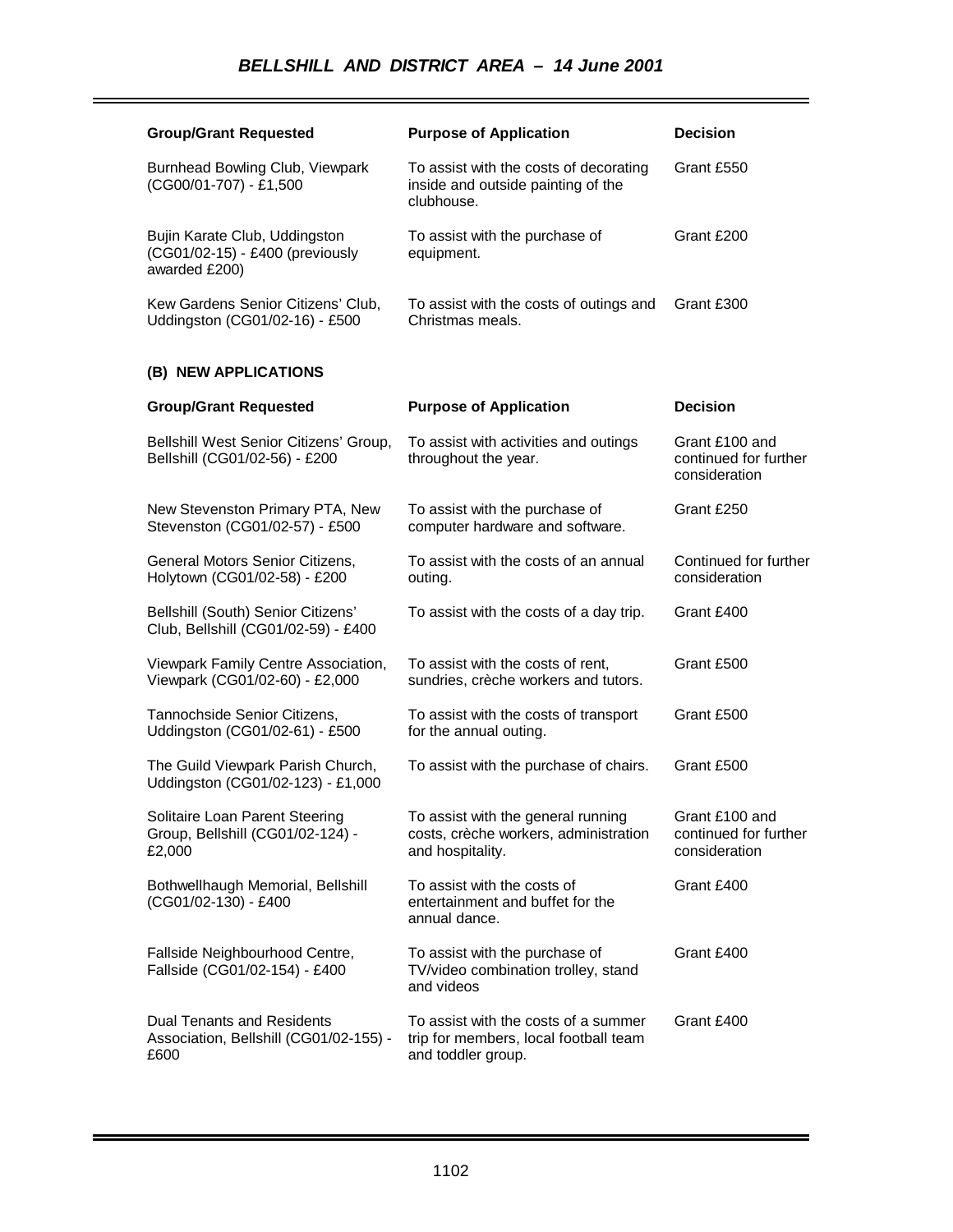| Group/Grant Requested | Purpose of Application | Decision |
| --- | --- | --- |
| Burnhead Bowling Club, Viewpark (CG00/01-707) - £1,500 | To assist with the costs of decorating inside and outside painting of the clubhouse. | Grant £550 |
| Bujin Karate Club, Uddingston (CG01/02-15) - £400 (previously awarded £200) | To assist with the purchase of equipment. | Grant £200 |
| Kew Gardens Senior Citizens' Club, Uddingston (CG01/02-16) - £500 | To assist with the costs of outings and Christmas meals. | Grant £300 |

**(B) NEW APPLICATIONS**

| Group/Grant Requested | Purpose of Application | Decision |
| --- | --- | --- |
| Bellshill West Senior Citizens' Group, Bellshill (CG01/02-56) - £200 | To assist with activities and outings throughout the year. | Grant £100 and continued for further consideration |
| New Stevenston Primary PTA, New Stevenston (CG01/02-57) - £500 | To assist with the purchase of computer hardware and software. | Grant £250 |
| General Motors Senior Citizens, Holytown (CG01/02-58) - £200 | To assist with the costs of an annual outing. | Continued for further consideration |
| Bellshill (South) Senior Citizens' Club, Bellshill (CG01/02-59) - £400 | To assist with the costs of a day trip. | Grant £400 |
| Viewpark Family Centre Association, Viewpark (CG01/02-60) - £2,000 | To assist with the costs of rent, sundries, crèche workers and tutors. | Grant £500 |
| Tannochside Senior Citizens, Uddingston (CG01/02-61) - £500 | To assist with the costs of transport for the annual outing. | Grant £500 |
| The Guild Viewpark Parish Church, Uddingston (CG01/02-123) - £1,000 | To assist with the purchase of chairs. | Grant £500 |
| Solitaire Loan Parent Steering Group, Bellshill (CG01/02-124) - £2,000 | To assist with the general running costs, crèche workers, administration and hospitality. | Grant £100 and continued for further consideration |
| Bothwellhaugh Memorial, Bellshill (CG01/02-130) - £400 | To assist with the costs of entertainment and buffet for the annual dance. | Grant £400 |
| Fallside Neighbourhood Centre, Fallside (CG01/02-154) - £400 | To assist with the purchase of TV/video combination trolley, stand and videos | Grant £400 |
| Dual Tenants and Residents Association, Bellshill (CG01/02-155) - £600 | To assist with the costs of a summer trip for members, local football team and toddler group. | Grant £400 |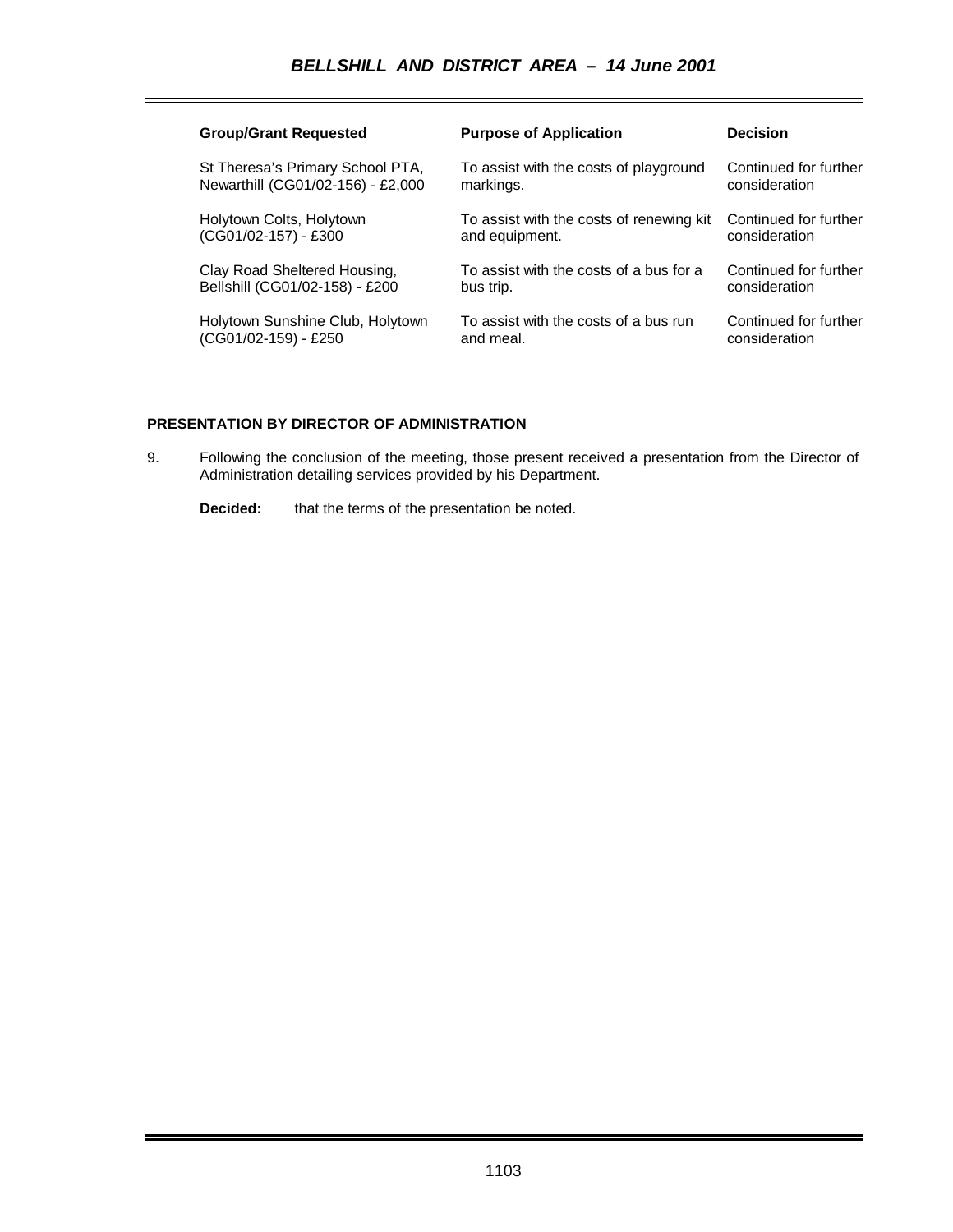| Group/Grant Requested | Purpose of Application | Decision |
|---|---|---|
| St Theresa's Primary School PTA, Newarthill (CG01/02-156) - £2,000 | To assist with the costs of playground markings. | Continued for further consideration |
| Holytown Colts, Holytown (CG01/02-157) - £300 | To assist with the costs of renewing kit and equipment. | Continued for further consideration |
| Clay Road Sheltered Housing, Bellshill (CG01/02-158) - £200 | To assist with the costs of a bus for a bus trip. | Continued for further consideration |
| Holytown Sunshine Club, Holytown (CG01/02-159) - £250 | To assist with the costs of a bus run and meal. | Continued for further consideration |

**PRESENTATION BY DIRECTOR OF ADMINISTRATION**

9. Following the conclusion of the meeting, those present received a presentation from the Director of Administration detailing services provided by his Department.

**Decided:** that the terms of the presentation be noted.